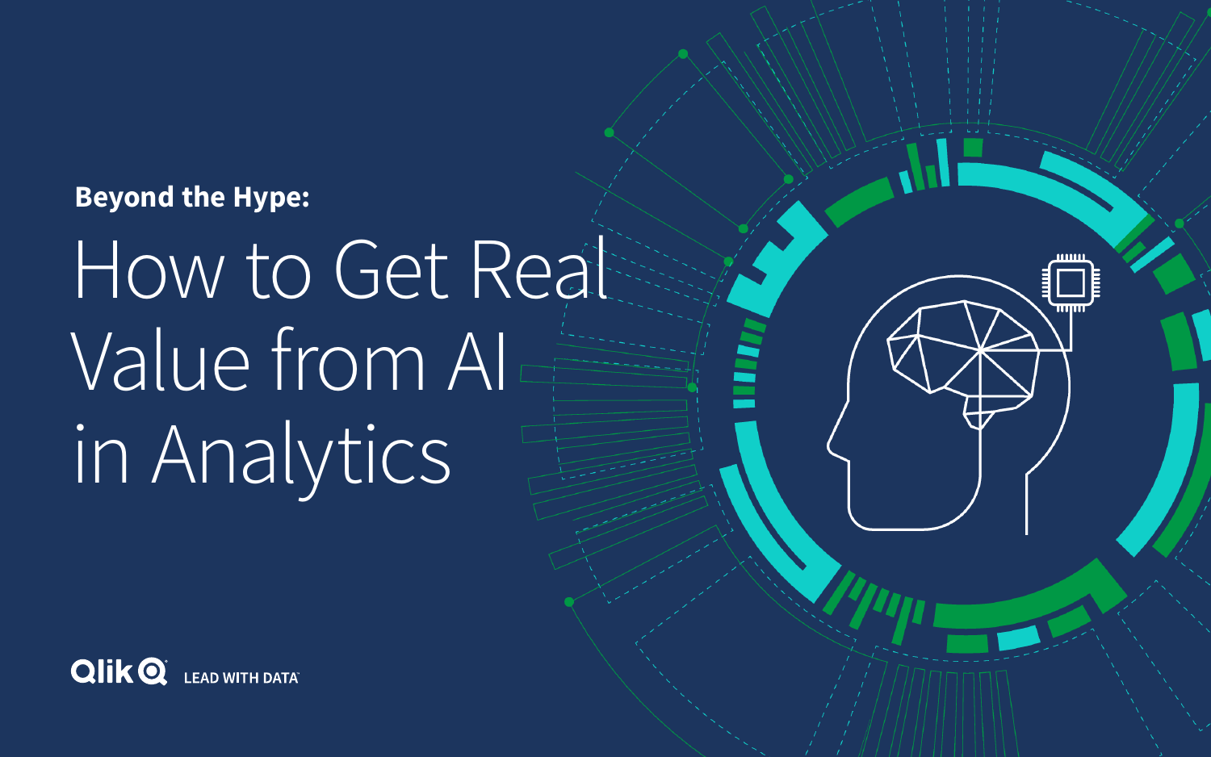**Beyond the Hype:**

# How to Get Real Value from AI in Analytics

Qlik LEAD WITH DATA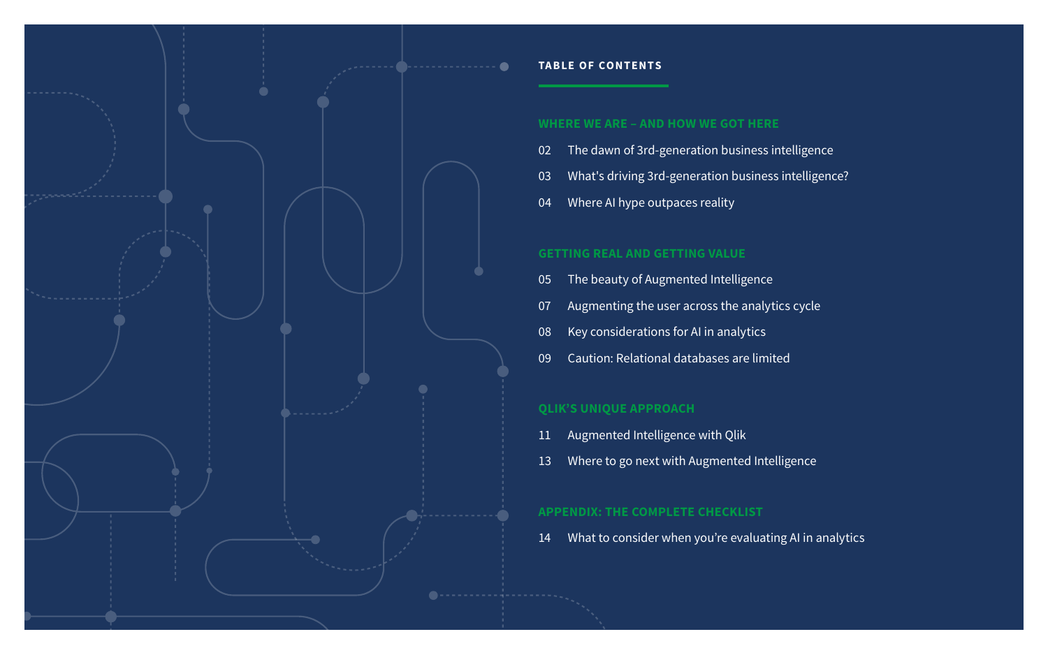## TABLE OF CONTENTS

### WHERE WE ARE – AND HOW WE GOT HERE

02 The dawn of 3rd-generation business intelligence

03 What's driving 3rd-generation business intelligence?

04 Where AI hype outpaces reality

### GETTING REAL AND GETTING VALUE

05 The beauty of Augmented Intelligence

07 Augmenting the user across the analytics cycle

08 Key considerations for AI in analytics

09 Caution: Relational databases are limited

### QLIK'S UNIQUE APPROACH

11 Augmented Intelligence with Qlik

13 Where to go next with Augmented Intelligence

### APPENDIX: THE COMPLETE CHECKLIST

14 What to consider when you're evaluating AI in analytics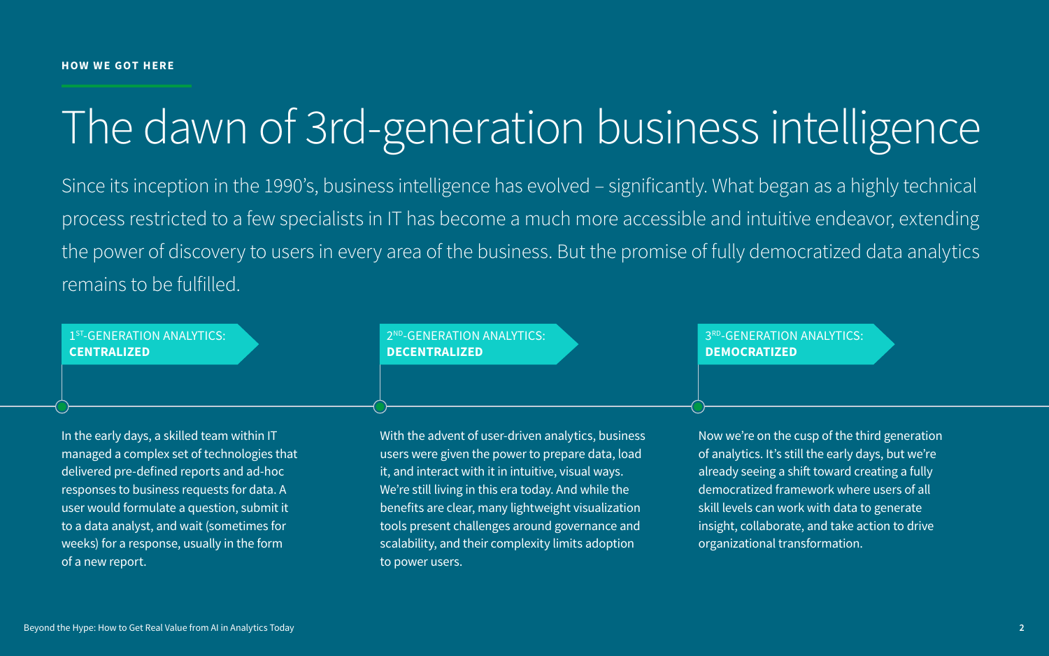**HOW WE GOT HERE**

# The dawn of 3rd-generation business intelligence

Since its inception in the 1990's, business intelligence has evolved – significantly. What began as a highly technical process restricted to a few specialists in IT has become a much more accessible and intuitive endeavor, extending the power of discovery to users in every area of the business. But the promise of fully democratized data analytics remains to be fulfilled.

### 1ST-GENERATION ANALYTICS: **CENTRALIZED**

In the early days, a skilled team within IT managed a complex set of technologies that delivered pre-defined reports and ad-hoc responses to business requests for data. A user would formulate a question, submit it to a data analyst, and wait (sometimes for weeks) for a response, usually in the form of a new report.

### 2ND-GENERATION ANALYTICS: **DECENTRALIZED**

With the advent of user-driven analytics, business users were given the power to prepare data, load it, and interact with it in intuitive, visual ways. We're still living in this era today. And while the benefits are clear, many lightweight visualization tools present challenges around governance and scalability, and their complexity limits adoption to power users.

### 3RD-GENERATION ANALYTICS: **DEMOCRATIZED**

Now we're on the cusp of the third generation of analytics. It's still the early days, but we're already seeing a shift toward creating a fully democratized framework where users of all skill levels can work with data to generate insight, collaborate, and take action to drive organizational transformation.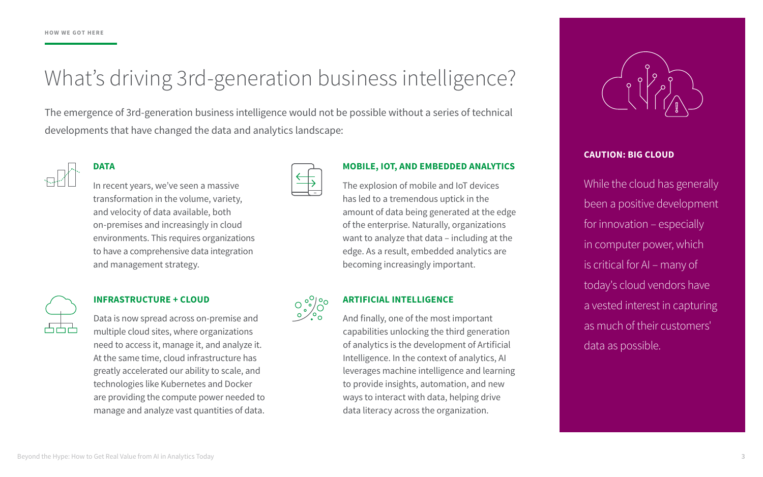HOW WE GOT HERE

# What's driving 3rd-generation business intelligence?

The emergence of 3rd-generation business intelligence would not be possible without a series of technical developments that have changed the data and analytics landscape:

### DATA

In recent years, we've seen a massive transformation in the volume, variety, and velocity of data available, both on-premises and increasingly in cloud environments. This requires organizations to have a comprehensive data integration and management strategy.

### INFRASTRUCTURE + CLOUD

Data is now spread across on-premise and multiple cloud sites, where organizations need to access it, manage it, and analyze it. At the same time, cloud infrastructure has greatly accelerated our ability to scale, and technologies like Kubernetes and Docker are providing the compute power needed to manage and analyze vast quantities of data.

### MOBILE, IOT, AND EMBEDDED ANALYTICS

The explosion of mobile and IoT devices has led to a tremendous uptick in the amount of data being generated at the edge of the enterprise. Naturally, organizations want to analyze that data – including at the edge. As a result, embedded analytics are becoming increasingly important.

### ARTIFICIAL INTELLIGENCE

And finally, one of the most important capabilities unlocking the third generation of analytics is the development of Artificial Intelligence. In the context of analytics, AI leverages machine intelligence and learning to provide insights, automation, and new ways to interact with data, helping drive data literacy across the organization.

### CAUTION: BIG CLOUD

While the cloud has generally been a positive development for innovation – especially in computer power, which is critical for AI – many of today's cloud vendors have a vested interest in capturing as much of their customers' data as possible.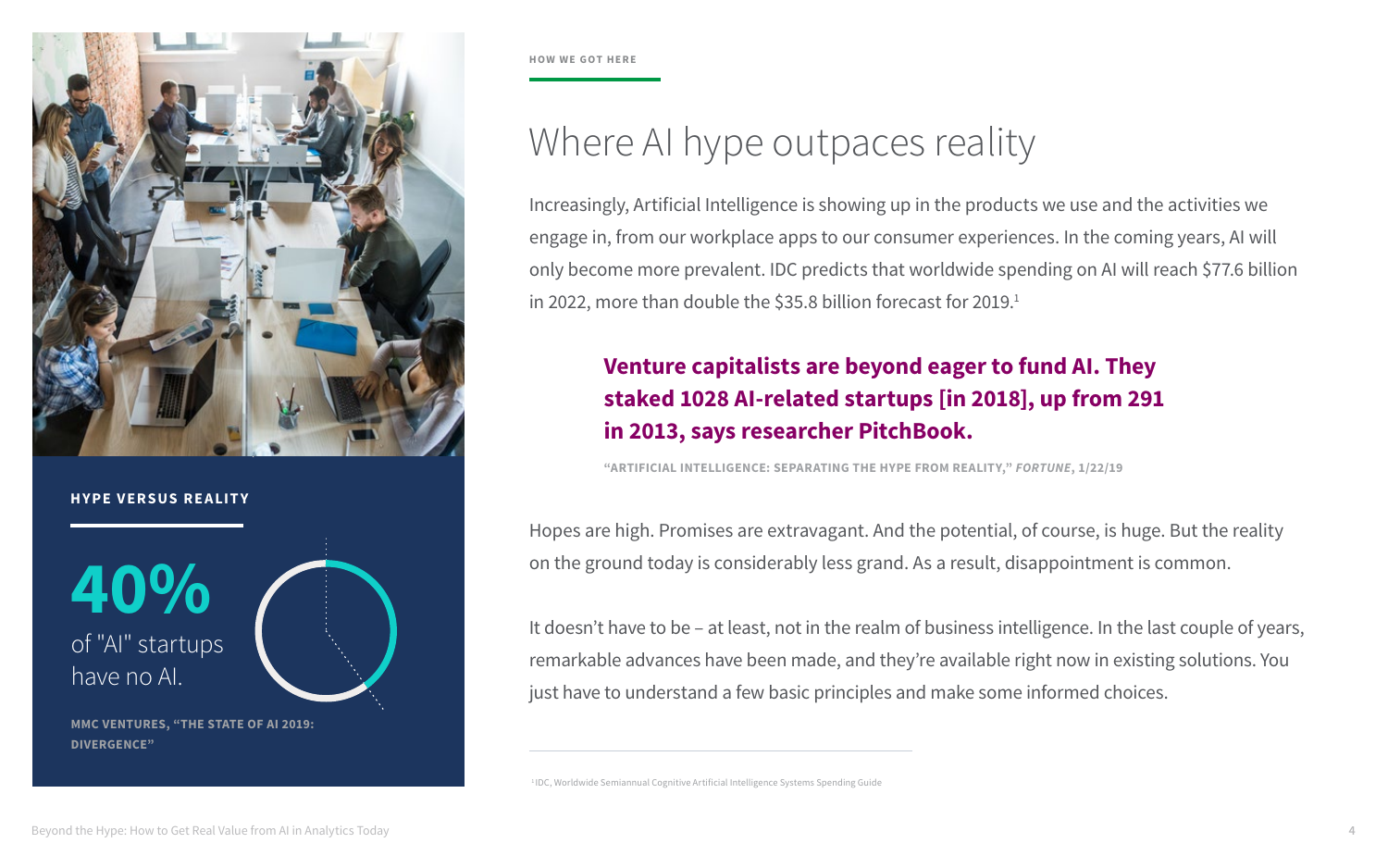HOW WE GOT HERE

# Where AI hype outpaces reality

Increasingly, Artificial Intelligence is showing up in the products we use and the activities we engage in, from our workplace apps to our consumer experiences. In the coming years, AI will only become more prevalent. IDC predicts that worldwide spending on AI will reach $77.6 billion in 2022, more than double the $35.8 billion forecast for 2019.[1]

> **Venture capitalists are beyond eager to fund AI. They staked 1028 AI-related startups [in 2018], up from 291 in 2013, says researcher PitchBook.**
>
> **"ARTIFICIAL INTELLIGENCE: SEPARATING THE HYPE FROM REALITY," *FORTUNE*, 1/22/19**

Hopes are high. Promises are extravagant. And the potential, of course, is huge. But the reality on the ground today is considerably less grand. As a result, disappointment is common.

It doesn't have to be – at least, not in the realm of business intelligence. In the last couple of years, remarkable advances have been made, and they're available right now in existing solutions. You just have to understand a few basic principles and make some informed choices.

**HYPE VERSUS REALITY**

**40%** of "AI" startups have no AI.

**MMC VENTURES, "THE STATE OF AI 2019: DIVERGENCE"**

---

[1] IDC, Worldwide Semiannual Cognitive Artificial Intelligence Systems Spending Guide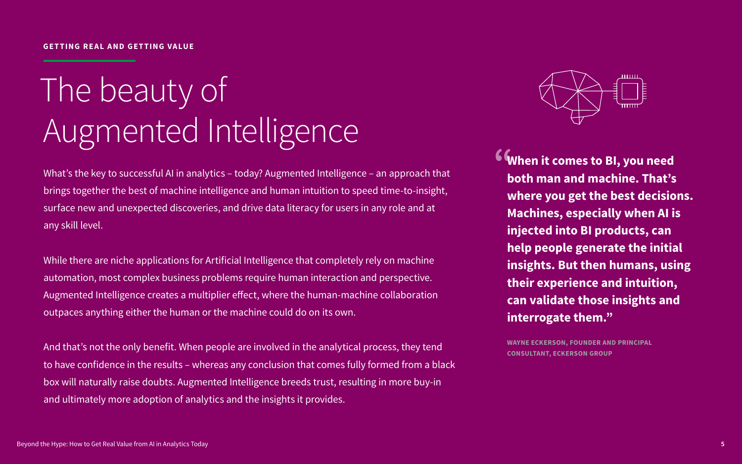**GETTING REAL AND GETTING VALUE**

# The beauty of Augmented Intelligence

What's the key to successful AI in analytics – today? Augmented Intelligence – an approach that brings together the best of machine intelligence and human intuition to speed time-to-insight, surface new and unexpected discoveries, and drive data literacy for users in any role and at any skill level.

While there are niche applications for Artificial Intelligence that completely rely on machine automation, most complex business problems require human interaction and perspective. Augmented Intelligence creates a multiplier effect, where the human-machine collaboration outpaces anything either the human or the machine could do on its own.

And that's not the only benefit. When people are involved in the analytical process, they tend to have confidence in the results – whereas any conclusion that comes fully formed from a black box will naturally raise doubts. Augmented Intelligence breeds trust, resulting in more buy-in and ultimately more adoption of analytics and the insights it provides.

> **"When it comes to BI, you need both man and machine. That's where you get the best decisions. Machines, especially when AI is injected into BI products, can help people generate the initial insights. But then humans, using their experience and intuition, can validate those insights and interrogate them."**
>
> **WAYNE ECKERSON, FOUNDER AND PRINCIPAL CONSULTANT, ECKERSON GROUP**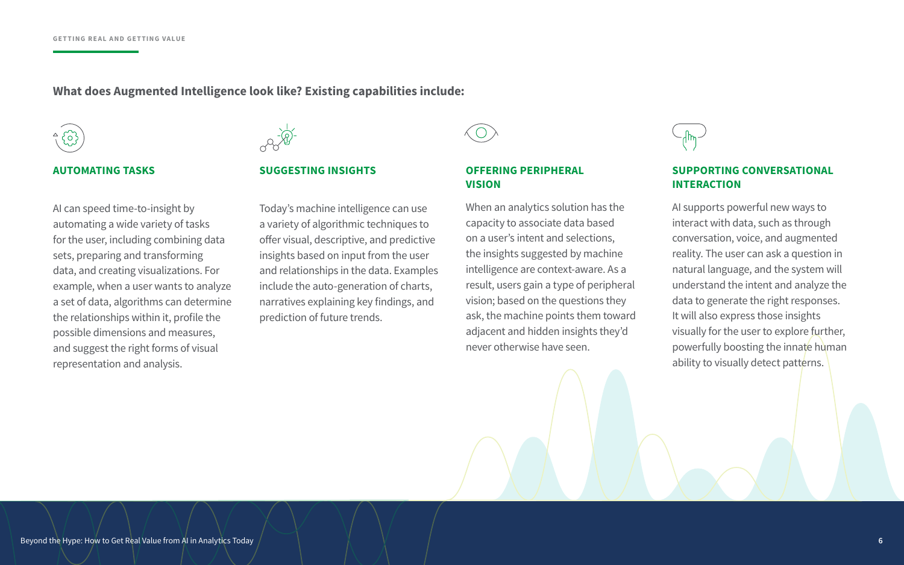**What does Augmented Intelligence look like? Existing capabilities include:**

### AUTOMATING TASKS

AI can speed time-to-insight by automating a wide variety of tasks for the user, including combining data sets, preparing and transforming data, and creating visualizations. For example, when a user wants to analyze a set of data, algorithms can determine the relationships within it, profile the possible dimensions and measures, and suggest the right forms of visual representation and analysis.

### SUGGESTING INSIGHTS

Today's machine intelligence can use a variety of algorithmic techniques to offer visual, descriptive, and predictive insights based on input from the user and relationships in the data. Examples include the auto-generation of charts, narratives explaining key findings, and prediction of future trends.

### OFFERING PERIPHERAL VISION

When an analytics solution has the capacity to associate data based on a user's intent and selections, the insights suggested by machine intelligence are context-aware. As a result, users gain a type of peripheral vision; based on the questions they ask, the machine points them toward adjacent and hidden insights they'd never otherwise have seen.

### SUPPORTING CONVERSATIONAL INTERACTION

AI supports powerful new ways to interact with data, such as through conversation, voice, and augmented reality. The user can ask a question in natural language, and the system will understand the intent and analyze the data to generate the right responses. It will also express those insights visually for the user to explore further, powerfully boosting the innate human ability to visually detect patterns.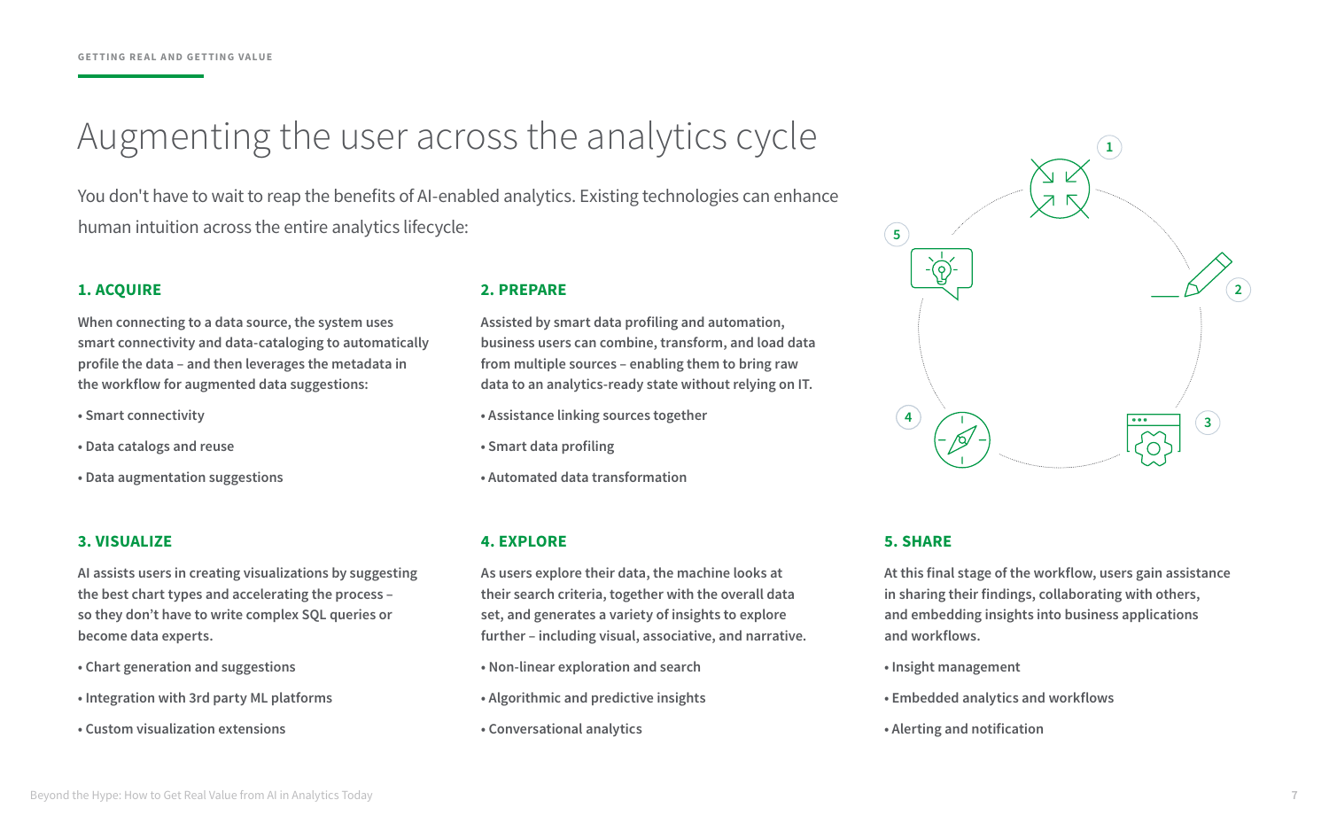GETTING REAL AND GETTING VALUE

# Augmenting the user across the analytics cycle

You don't have to wait to reap the benefits of AI-enabled analytics. Existing technologies can enhance human intuition across the entire analytics lifecycle:

## 1. ACQUIRE

When connecting to a data source, the system uses smart connectivity and data-cataloging to automatically profile the data – and then leverages the metadata in the workflow for augmented data suggestions:

- Smart connectivity
- Data catalogs and reuse
- Data augmentation suggestions

## 2. PREPARE

Assisted by smart data profiling and automation, business users can combine, transform, and load data from multiple sources – enabling them to bring raw data to an analytics-ready state without relying on IT.

- Assistance linking sources together
- Smart data profiling
- Automated data transformation

## 3. VISUALIZE

AI assists users in creating visualizations by suggesting the best chart types and accelerating the process – so they don't have to write complex SQL queries or become data experts.

- Chart generation and suggestions
- Integration with 3rd party ML platforms
- Custom visualization extensions

## 4. EXPLORE

As users explore their data, the machine looks at their search criteria, together with the overall data set, and generates a variety of insights to explore further – including visual, associative, and narrative.

- Non-linear exploration and search
- Algorithmic and predictive insights
- Conversational analytics

## 5. SHARE

At this final stage of the workflow, users gain assistance in sharing their findings, collaborating with others, and embedding insights into business applications and workflows.

- Insight management
- Embedded analytics and workflows
- Alerting and notification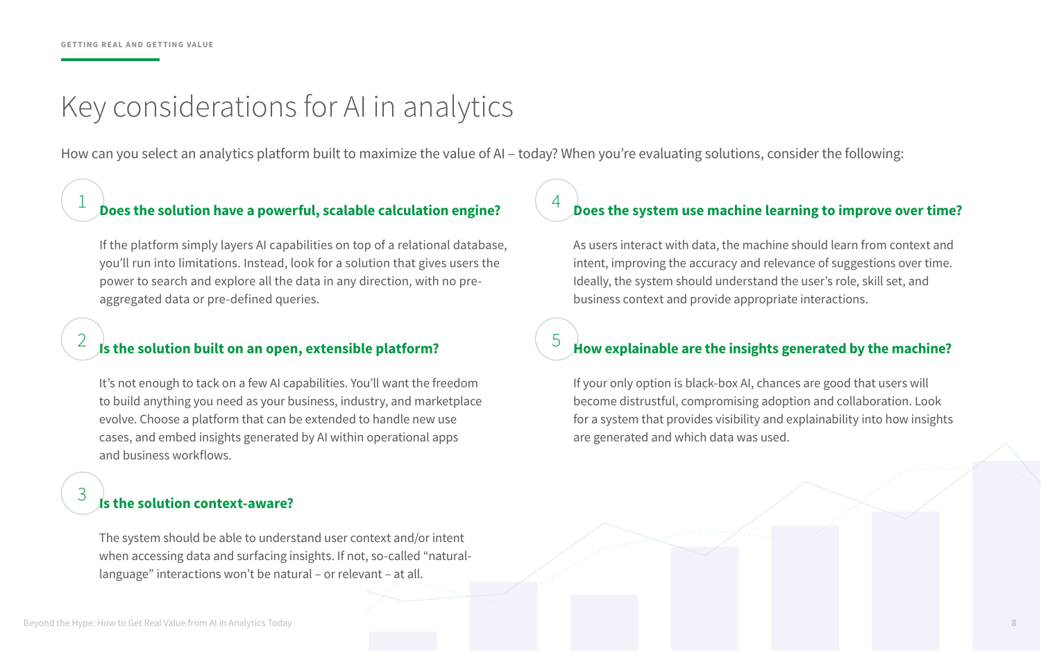GETTING REAL AND GETTING VALUE

# Key considerations for AI in analytics

How can you select an analytics platform built to maximize the value of AI – today? When you're evaluating solutions, consider the following:

## 1 Does the solution have a powerful, scalable calculation engine?

If the platform simply layers AI capabilities on top of a relational database, you'll run into limitations. Instead, look for a solution that gives users the power to search and explore all the data in any direction, with no pre-aggregated data or pre-defined queries.

## 2 Is the solution built on an open, extensible platform?

It's not enough to tack on a few AI capabilities. You'll want the freedom to build anything you need as your business, industry, and marketplace evolve. Choose a platform that can be extended to handle new use cases, and embed insights generated by AI within operational apps and business workflows.

## 3 Is the solution context-aware?

The system should be able to understand user context and/or intent when accessing data and surfacing insights. If not, so-called "natural-language" interactions won't be natural – or relevant – at all.

## 4 Does the system use machine learning to improve over time?

As users interact with data, the machine should learn from context and intent, improving the accuracy and relevance of suggestions over time. Ideally, the system should understand the user's role, skill set, and business context and provide appropriate interactions.

## 5 How explainable are the insights generated by the machine?

If your only option is black-box AI, chances are good that users will become distrustful, compromising adoption and collaboration. Look for a system that provides visibility and explainability into how insights are generated and which data was used.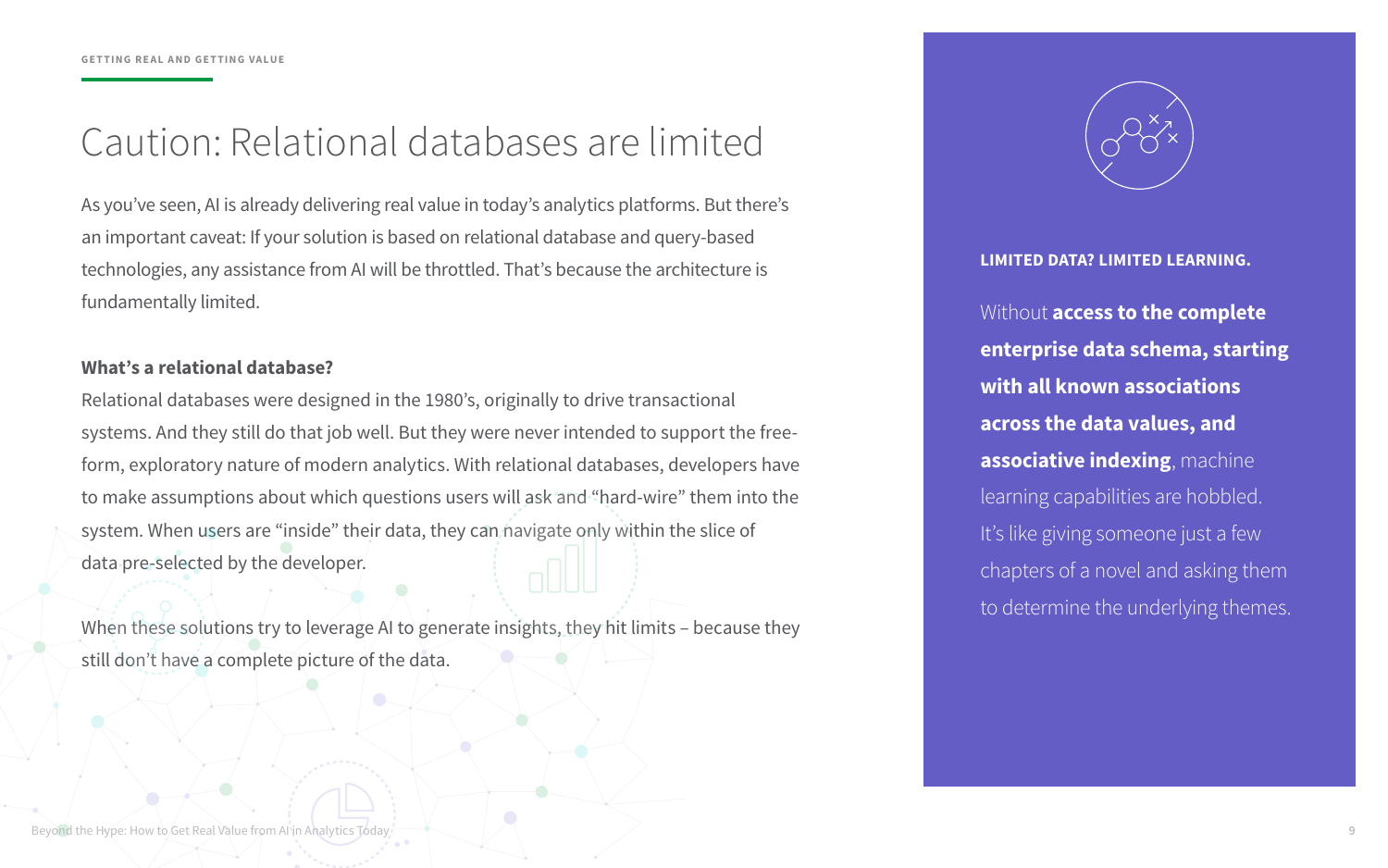# Caution: Relational databases are limited

As you've seen, AI is already delivering real value in today's analytics platforms. But there's an important caveat: If your solution is based on relational database and query-based technologies, any assistance from AI will be throttled. That's because the architecture is fundamentally limited.

**What's a relational database?**

Relational databases were designed in the 1980's, originally to drive transactional systems. And they still do that job well. But they were never intended to support the free-form, exploratory nature of modern analytics. With relational databases, developers have to make assumptions about which questions users will ask and "hard-wire" them into the system. When users are "inside" their data, they can navigate only within the slice of data pre-selected by the developer.

When these solutions try to leverage AI to generate insights, they hit limits – because they still don't have a complete picture of the data.

**LIMITED DATA? LIMITED LEARNING.**

Without **access to the complete enterprise data schema, starting with all known associations across the data values, and associative indexing**, machine learning capabilities are hobbled. It's like giving someone just a few chapters of a novel and asking them to determine the underlying themes.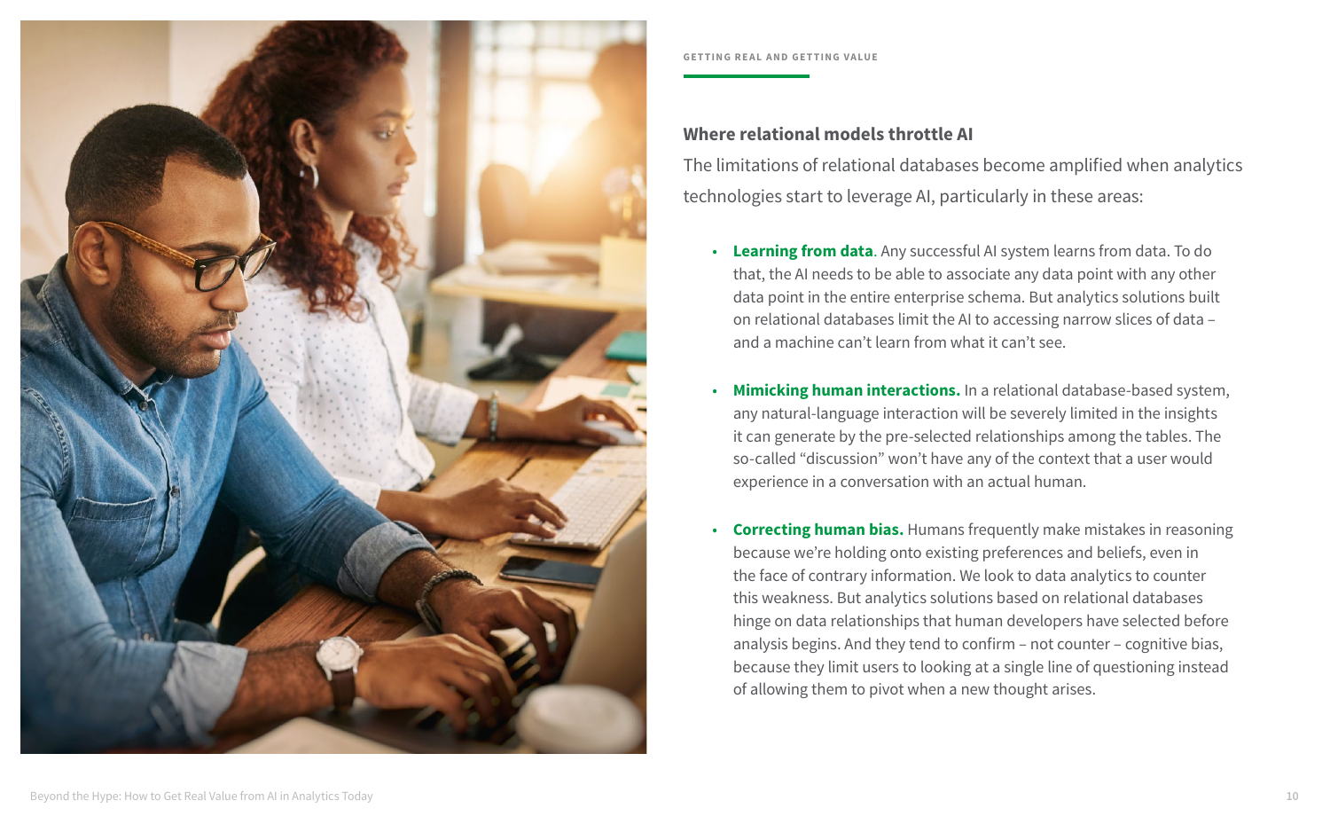GETTING REAL AND GETTING VALUE

## Where relational models throttle AI

The limitations of relational databases become amplified when analytics technologies start to leverage AI, particularly in these areas:

- **Learning from data**. Any successful AI system learns from data. To do that, the AI needs to be able to associate any data point with any other data point in the entire enterprise schema. But analytics solutions built on relational databases limit the AI to accessing narrow slices of data – and a machine can't learn from what it can't see.

- **Mimicking human interactions.** In a relational database-based system, any natural-language interaction will be severely limited in the insights it can generate by the pre-selected relationships among the tables. The so-called "discussion" won't have any of the context that a user would experience in a conversation with an actual human.

- **Correcting human bias.** Humans frequently make mistakes in reasoning because we're holding onto existing preferences and beliefs, even in the face of contrary information. We look to data analytics to counter this weakness. But analytics solutions based on relational databases hinge on data relationships that human developers have selected before analysis begins. And they tend to confirm – not counter – cognitive bias, because they limit users to looking at a single line of questioning instead of allowing them to pivot when a new thought arises.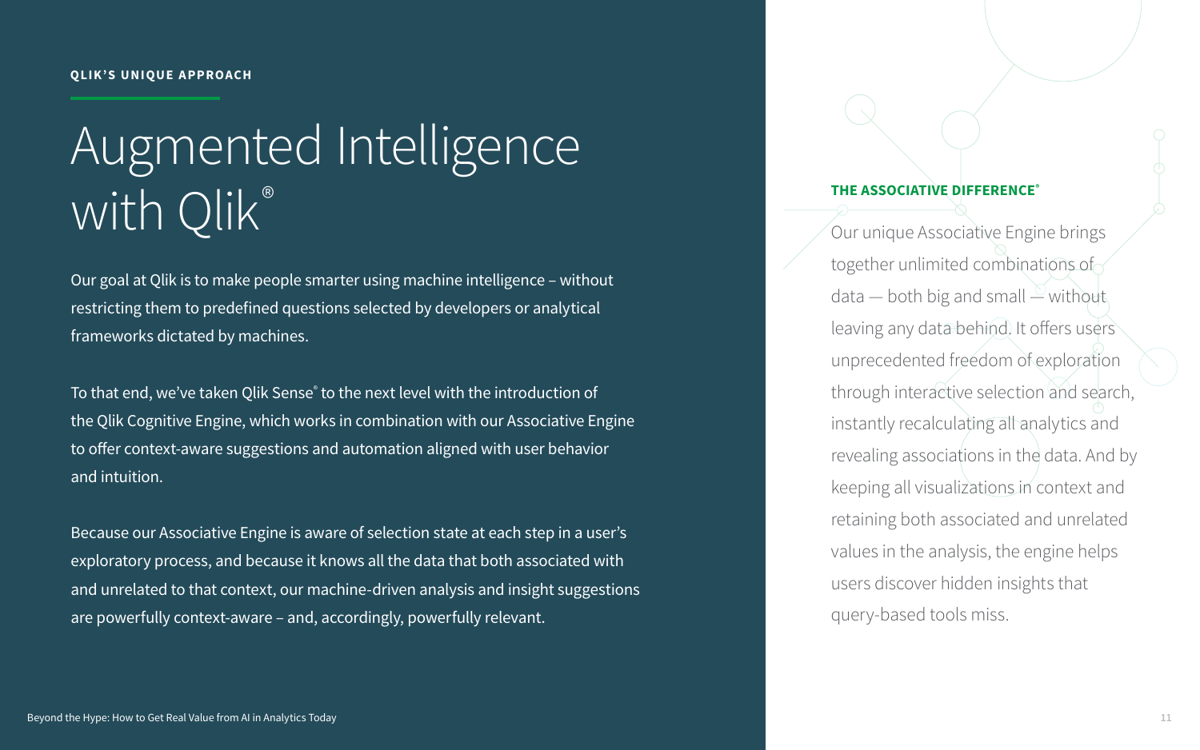**QLIK'S UNIQUE APPROACH**

# Augmented Intelligence with Qlik®

Our goal at Qlik is to make people smarter using machine intelligence – without restricting them to predefined questions selected by developers or analytical frameworks dictated by machines.

To that end, we've taken Qlik Sense® to the next level with the introduction of the Qlik Cognitive Engine, which works in combination with our Associative Engine to offer context-aware suggestions and automation aligned with user behavior and intuition.

Because our Associative Engine is aware of selection state at each step in a user's exploratory process, and because it knows all the data that both associated with and unrelated to that context, our machine-driven analysis and insight suggestions are powerfully context-aware – and, accordingly, powerfully relevant.

## THE ASSOCIATIVE DIFFERENCE®

Our unique Associative Engine brings together unlimited combinations of data — both big and small — without leaving any data behind. It offers users unprecedented freedom of exploration through interactive selection and search, instantly recalculating all analytics and revealing associations in the data. And by keeping all visualizations in context and retaining both associated and unrelated values in the analysis, the engine helps users discover hidden insights that query-based tools miss.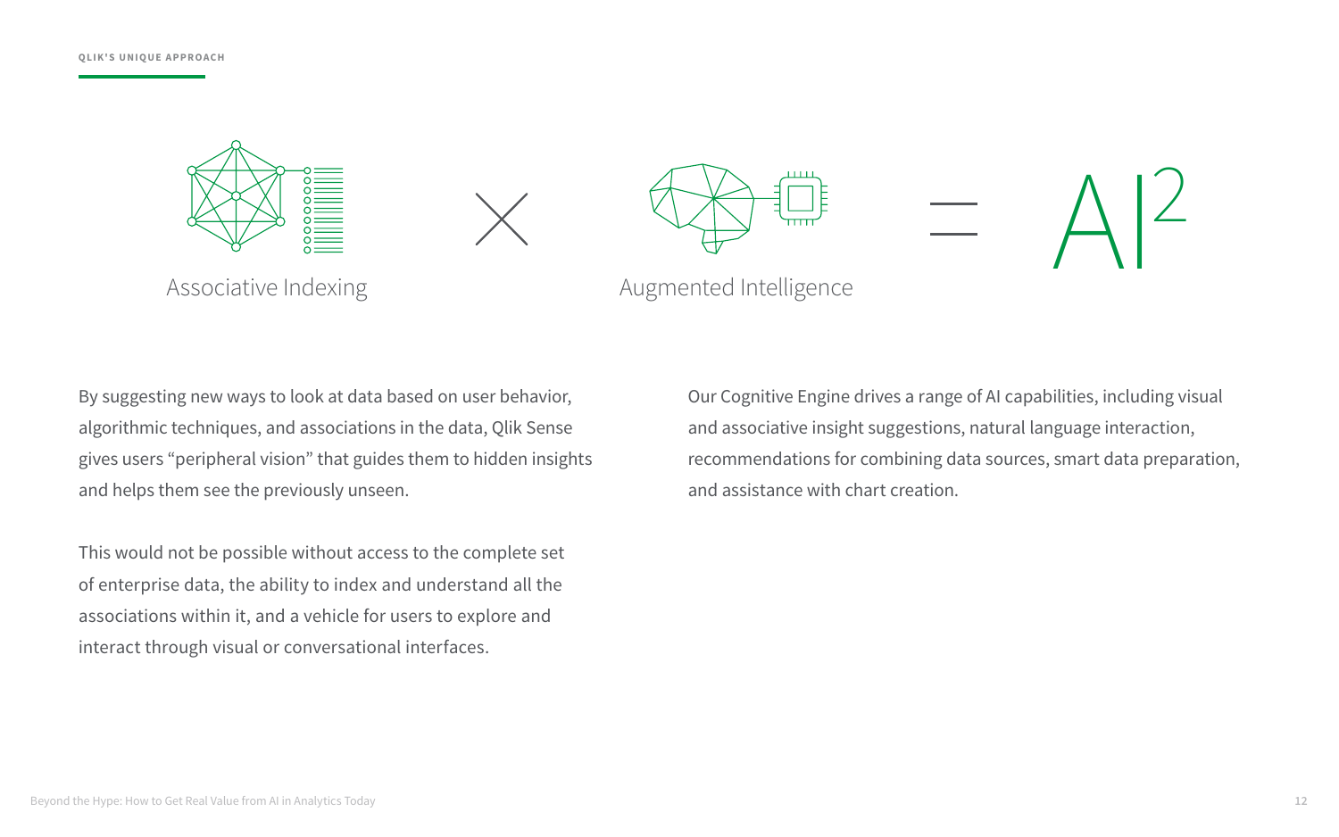QLIK'S UNIQUE APPROACH

Associative Indexing × Augmented Intelligence = AI²

By suggesting new ways to look at data based on user behavior, algorithmic techniques, and associations in the data, Qlik Sense gives users "peripheral vision" that guides them to hidden insights and helps them see the previously unseen.

This would not be possible without access to the complete set of enterprise data, the ability to index and understand all the associations within it, and a vehicle for users to explore and interact through visual or conversational interfaces.

Our Cognitive Engine drives a range of AI capabilities, including visual and associative insight suggestions, natural language interaction, recommendations for combining data sources, smart data preparation, and assistance with chart creation.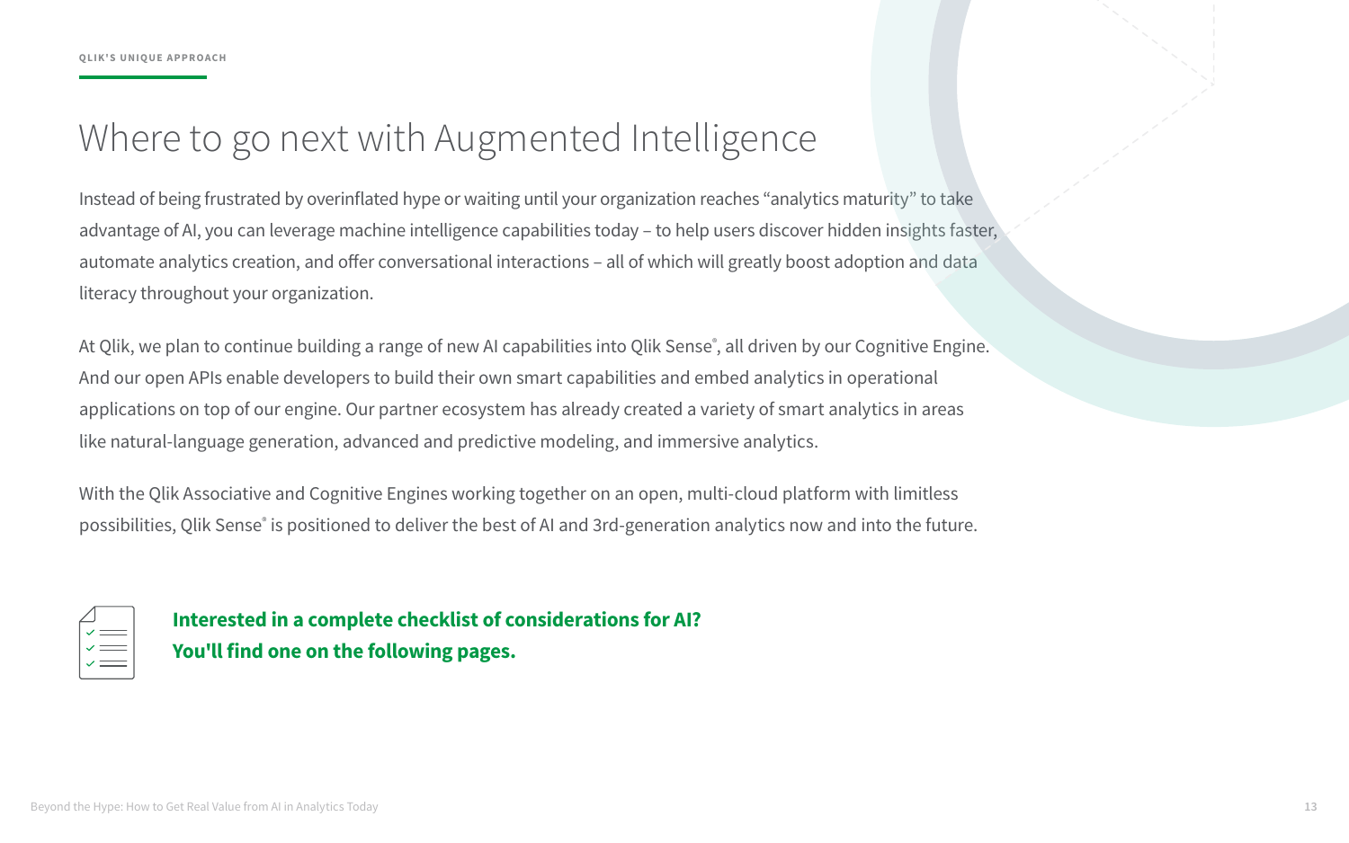QLIK'S UNIQUE APPROACH

# Where to go next with Augmented Intelligence

Instead of being frustrated by overinflated hype or waiting until your organization reaches "analytics maturity" to take advantage of AI, you can leverage machine intelligence capabilities today – to help users discover hidden insights faster, automate analytics creation, and offer conversational interactions – all of which will greatly boost adoption and data literacy throughout your organization.

At Qlik, we plan to continue building a range of new AI capabilities into Qlik Sense®, all driven by our Cognitive Engine. And our open APIs enable developers to build their own smart capabilities and embed analytics in operational applications on top of our engine. Our partner ecosystem has already created a variety of smart analytics in areas like natural-language generation, advanced and predictive modeling, and immersive analytics.

With the Qlik Associative and Cognitive Engines working together on an open, multi-cloud platform with limitless possibilities, Qlik Sense® is positioned to deliver the best of AI and 3rd-generation analytics now and into the future.

**Interested in a complete checklist of considerations for AI?**
**You'll find one on the following pages.**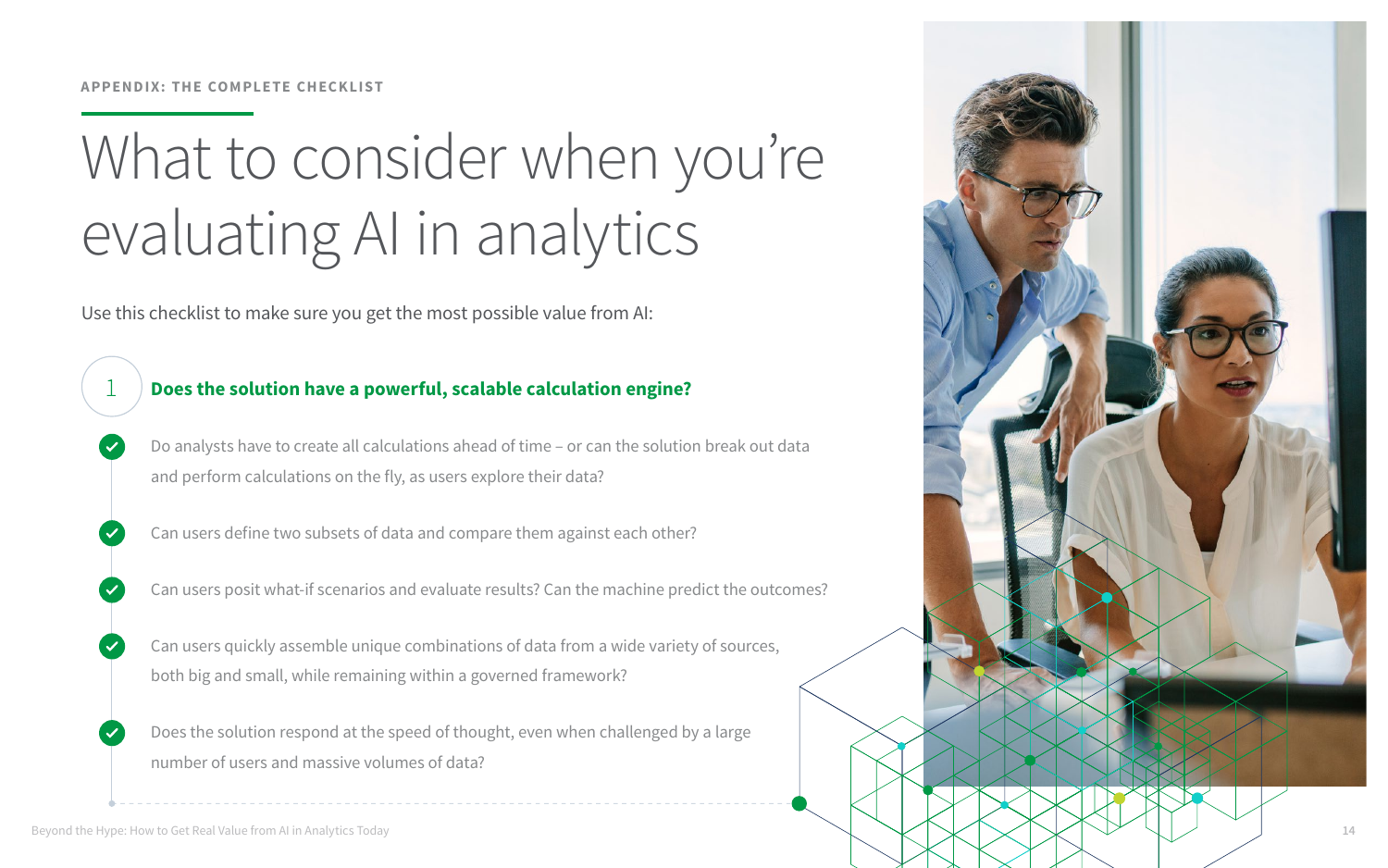APPENDIX: THE COMPLETE CHECKLIST

# What to consider when you're evaluating AI in analytics

Use this checklist to make sure you get the most possible value from AI:

## 1 Does the solution have a powerful, scalable calculation engine?

- Do analysts have to create all calculations ahead of time – or can the solution break out data and perform calculations on the fly, as users explore their data?
- Can users define two subsets of data and compare them against each other?
- Can users posit what-if scenarios and evaluate results? Can the machine predict the outcomes?
- Can users quickly assemble unique combinations of data from a wide variety of sources, both big and small, while remaining within a governed framework?
- Does the solution respond at the speed of thought, even when challenged by a large number of users and massive volumes of data?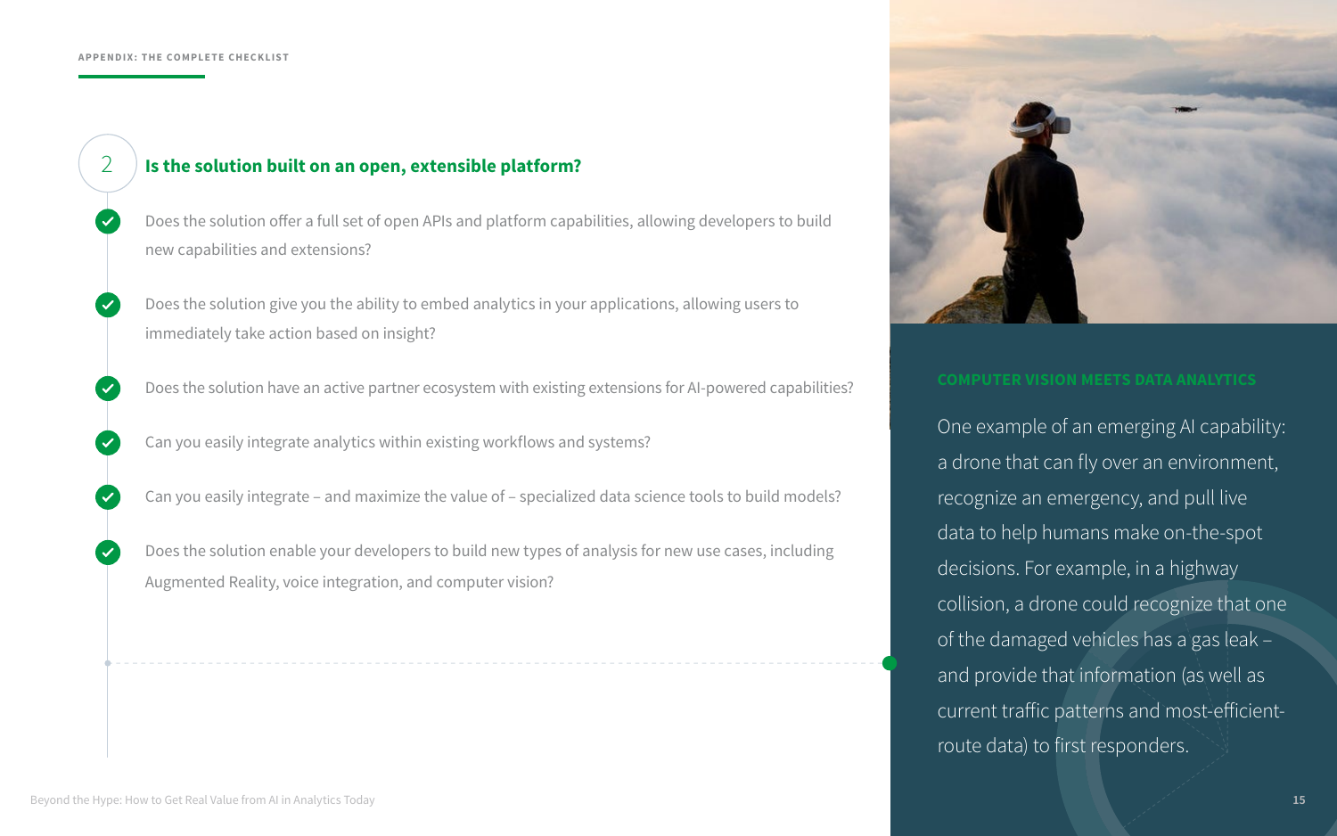APPENDIX: THE COMPLETE CHECKLIST

## 2 Is the solution built on an open, extensible platform?

- Does the solution offer a full set of open APIs and platform capabilities, allowing developers to build new capabilities and extensions?
- Does the solution give you the ability to embed analytics in your applications, allowing users to immediately take action based on insight?
- Does the solution have an active partner ecosystem with existing extensions for AI-powered capabilities?
- Can you easily integrate analytics within existing workflows and systems?
- Can you easily integrate – and maximize the value of – specialized data science tools to build models?
- Does the solution enable your developers to build new types of analysis for new use cases, including Augmented Reality, voice integration, and computer vision?

### COMPUTER VISION MEETS DATA ANALYTICS

One example of an emerging AI capability: a drone that can fly over an environment, recognize an emergency, and pull live data to help humans make on-the-spot decisions. For example, in a highway collision, a drone could recognize that one of the damaged vehicles has a gas leak – and provide that information (as well as current traffic patterns and most-efficient-route data) to first responders.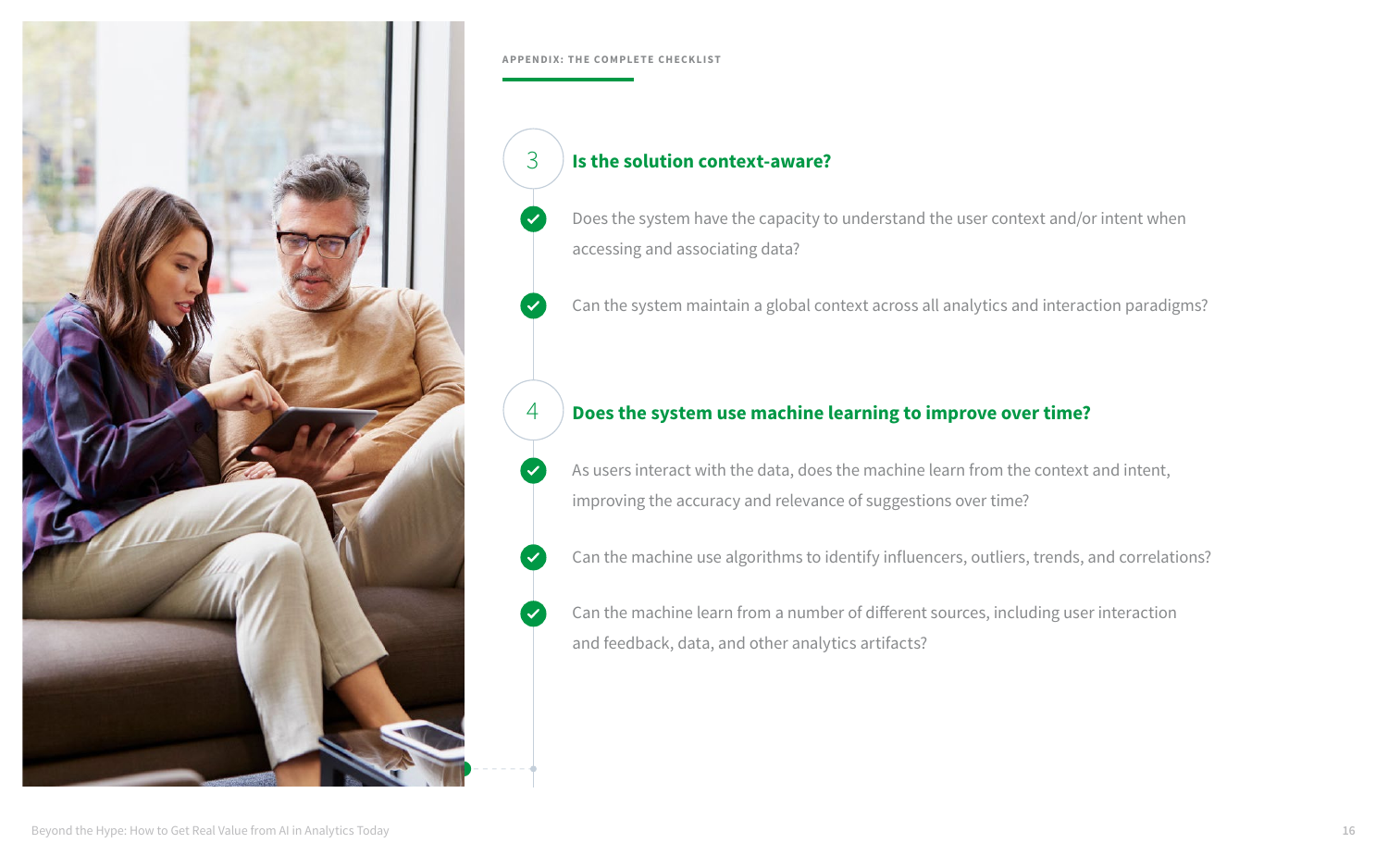APPENDIX: THE COMPLETE CHECKLIST

## 3 Is the solution context-aware?

- Does the system have the capacity to understand the user context and/or intent when accessing and associating data?
- Can the system maintain a global context across all analytics and interaction paradigms?

## 4 Does the system use machine learning to improve over time?

- As users interact with the data, does the machine learn from the context and intent, improving the accuracy and relevance of suggestions over time?
- Can the machine use algorithms to identify influencers, outliers, trends, and correlations?
- Can the machine learn from a number of different sources, including user interaction and feedback, data, and other analytics artifacts?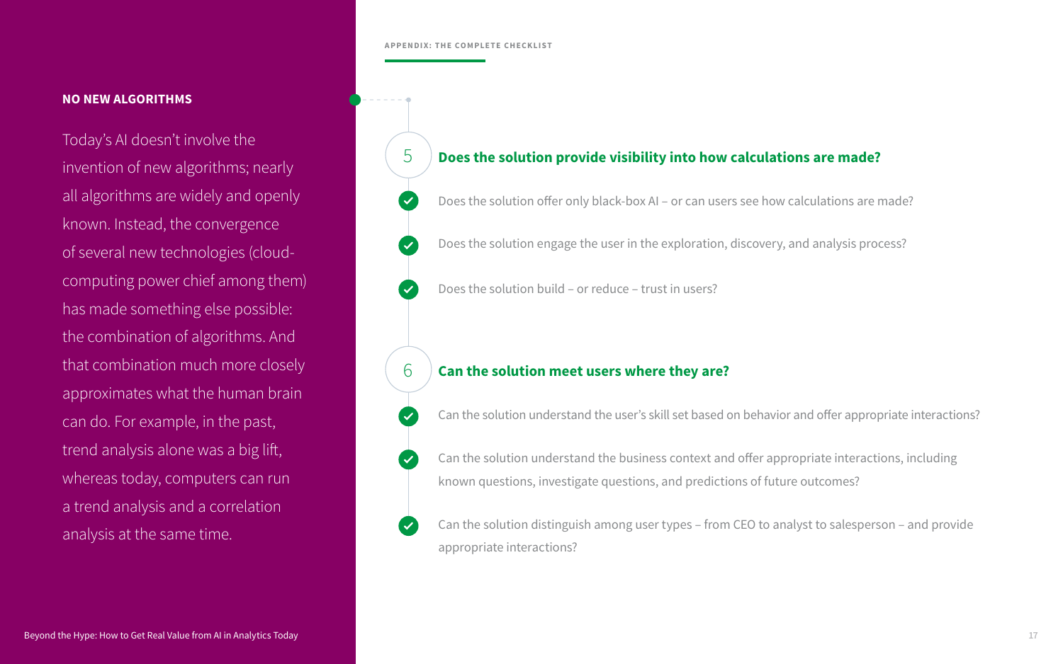## NO NEW ALGORITHMS

Today's AI doesn't involve the invention of new algorithms; nearly all algorithms are widely and openly known. Instead, the convergence of several new technologies (cloud-computing power chief among them) has made something else possible: the combination of algorithms. And that combination much more closely approximates what the human brain can do. For example, in the past, trend analysis alone was a big lift, whereas today, computers can run a trend analysis and a correlation analysis at the same time.

APPENDIX: THE COMPLETE CHECKLIST

### 5 Does the solution provide visibility into how calculations are made?

- Does the solution offer only black-box AI – or can users see how calculations are made?
- Does the solution engage the user in the exploration, discovery, and analysis process?
- Does the solution build – or reduce – trust in users?

### 6 Can the solution meet users where they are?

- Can the solution understand the user's skill set based on behavior and offer appropriate interactions?
- Can the solution understand the business context and offer appropriate interactions, including known questions, investigate questions, and predictions of future outcomes?
- Can the solution distinguish among user types – from CEO to analyst to salesperson – and provide appropriate interactions?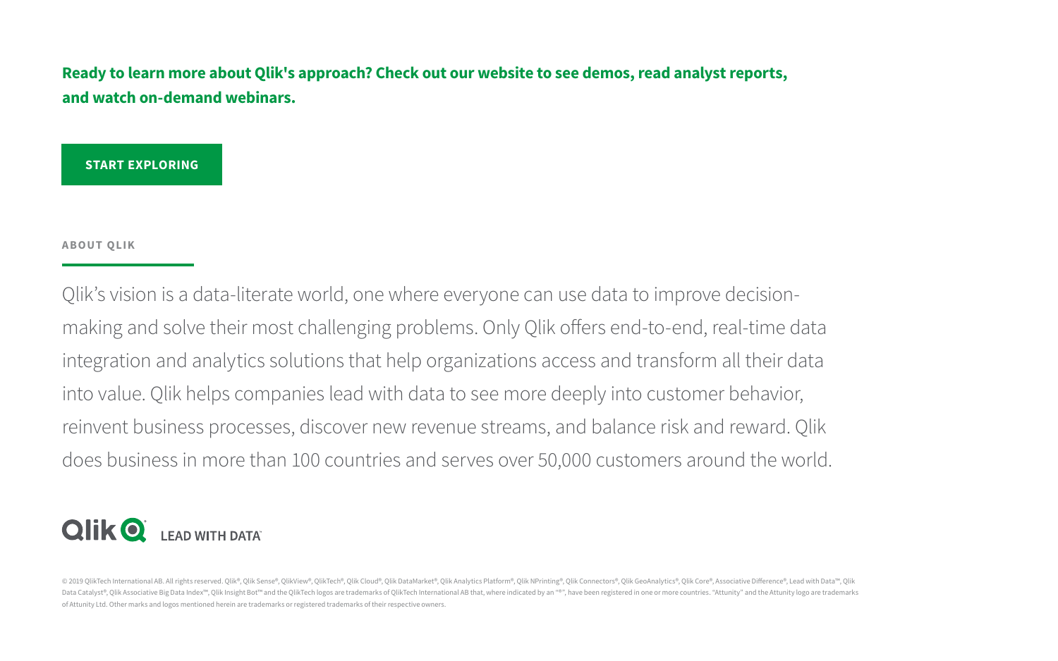**Ready to learn more about Qlik's approach? Check out our website to see demos, read analyst reports, and watch on-demand webinars.**

**START EXPLORING**

## ABOUT QLIK

Qlik's vision is a data-literate world, one where everyone can use data to improve decision-making and solve their most challenging problems. Only Qlik offers end-to-end, real-time data integration and analytics solutions that help organizations access and transform all their data into value. Qlik helps companies lead with data to see more deeply into customer behavior, reinvent business processes, discover new revenue streams, and balance risk and reward. Qlik does business in more than 100 countries and serves over 50,000 customers around the world.

Qlik LEAD WITH DATA™

© 2019 QlikTech International AB. All rights reserved. Qlik®, Qlik Sense®, QlikView®, QlikTech®, Qlik Cloud®, Qlik DataMarket®, Qlik Analytics Platform®, Qlik NPrinting®, Qlik Connectors®, Qlik GeoAnalytics®, Qlik Core®, Associative Difference®, Lead with Data™, Qlik Data Catalyst®, Qlik Associative Big Data Index™, Qlik Insight Bot™ and the QlikTech logos are trademarks of QlikTech International AB that, where indicated by an "®", have been registered in one or more countries. "Attunity" and the Attunity logo are trademarks of Attunity Ltd. Other marks and logos mentioned herein are trademarks or registered trademarks of their respective owners.